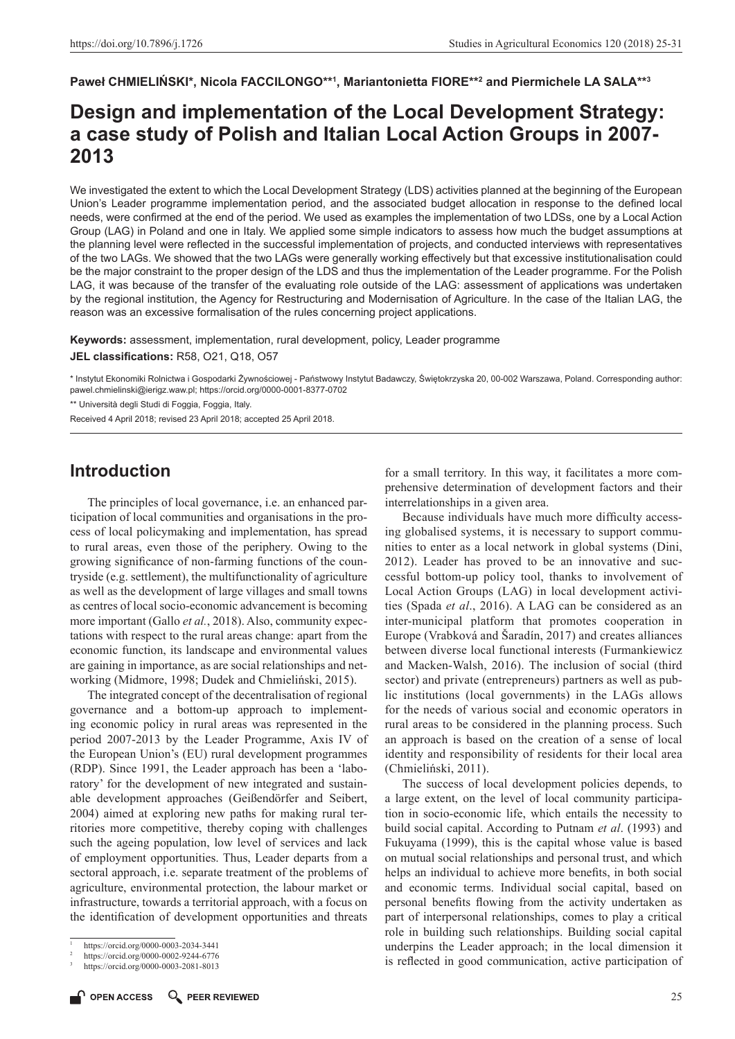**Paweł CHMIELIŃSKI*, Nicola FACCILONGO**[1], Mariantonietta FIORE**[2] and Piermichele LA SALA**[3]**

# Design and implementation of the Local Development Strategy: a case study of Polish and Italian Local Action Groups in 2007-2013

We investigated the extent to which the Local Development Strategy (LDS) activities planned at the beginning of the European Union's Leader programme implementation period, and the associated budget allocation in response to the defined local needs, were confirmed at the end of the period. We used as examples the implementation of two LDSs, one by a Local Action Group (LAG) in Poland and one in Italy. We applied some simple indicators to assess how much the budget assumptions at the planning level were reflected in the successful implementation of projects, and conducted interviews with representatives of the two LAGs. We showed that the two LAGs were generally working effectively but that excessive institutionalisation could be the major constraint to the proper design of the LDS and thus the implementation of the Leader programme. For the Polish LAG, it was because of the transfer of the evaluating role outside of the LAG: assessment of applications was undertaken by the regional institution, the Agency for Restructuring and Modernisation of Agriculture. In the case of the Italian LAG, the reason was an excessive formalisation of the rules concerning project applications.

**Keywords:** assessment, implementation, rural development, policy, Leader programme

**JEL classifications:** R58, O21, Q18, O57

\* Instytut Ekonomiki Rolnictwa i Gospodarki Żywnościowej - Państwowy Instytut Badawczy, Świętokrzyska 20, 00-002 Warszawa, Poland. Corresponding author: pawel.chmielinski@ierigz.waw.pl; https://orcid.org/0000-0001-8377-0702

\*\* Università degli Studi di Foggia, Foggia, Italy.

Received 4 April 2018; revised 23 April 2018; accepted 25 April 2018.

## Introduction

The principles of local governance, i.e. an enhanced participation of local communities and organisations in the process of local policymaking and implementation, has spread to rural areas, even those of the periphery. Owing to the growing significance of non-farming functions of the countryside (e.g. settlement), the multifunctionality of agriculture as well as the development of large villages and small towns as centres of local socio-economic advancement is becoming more important (Gallo *et al.*, 2018). Also, community expectations with respect to the rural areas change: apart from the economic function, its landscape and environmental values are gaining in importance, as are social relationships and networking (Midmore, 1998; Dudek and Chmieliński, 2015).

The integrated concept of the decentralisation of regional governance and a bottom-up approach to implementing economic policy in rural areas was represented in the period 2007-2013 by the Leader Programme, Axis IV of the European Union's (EU) rural development programmes (RDP). Since 1991, the Leader approach has been a 'laboratory' for the development of new integrated and sustainable development approaches (Geißendörfer and Seibert, 2004) aimed at exploring new paths for making rural territories more competitive, thereby coping with challenges such the ageing population, low level of services and lack of employment opportunities. Thus, Leader departs from a sectoral approach, i.e. separate treatment of the problems of agriculture, environmental protection, the labour market or infrastructure, towards a territorial approach, with a focus on the identification of development opportunities and threats for a small territory. In this way, it facilitates a more comprehensive determination of development factors and their interrelationships in a given area.

Because individuals have much more difficulty accessing globalised systems, it is necessary to support communities to enter as a local network in global systems (Dini, 2012). Leader has proved to be an innovative and successful bottom-up policy tool, thanks to involvement of Local Action Groups (LAG) in local development activities (Spada *et al*., 2016). A LAG can be considered as an inter-municipal platform that promotes cooperation in Europe (Vrabková and Šaradín, 2017) and creates alliances between diverse local functional interests (Furmankiewicz and Macken-Walsh, 2016). The inclusion of social (third sector) and private (entrepreneurs) partners as well as public institutions (local governments) in the LAGs allows for the needs of various social and economic operators in rural areas to be considered in the planning process. Such an approach is based on the creation of a sense of local identity and responsibility of residents for their local area (Chmieliński, 2011).

The success of local development policies depends, to a large extent, on the level of local community participation in socio-economic life, which entails the necessity to build social capital. According to Putnam *et al*. (1993) and Fukuyama (1999), this is the capital whose value is based on mutual social relationships and personal trust, and which helps an individual to achieve more benefits, in both social and economic terms. Individual social capital, based on personal benefits flowing from the activity undertaken as part of interpersonal relationships, comes to play a critical role in building such relationships. Building social capital underpins the Leader approach; in the local dimension it is reflected in good communication, active participation of

[1] https://orcid.org/0000-0003-2034-3441

[2] https://orcid.org/0000-0002-9244-6776

[3] https://orcid.org/0000-0003-2081-8013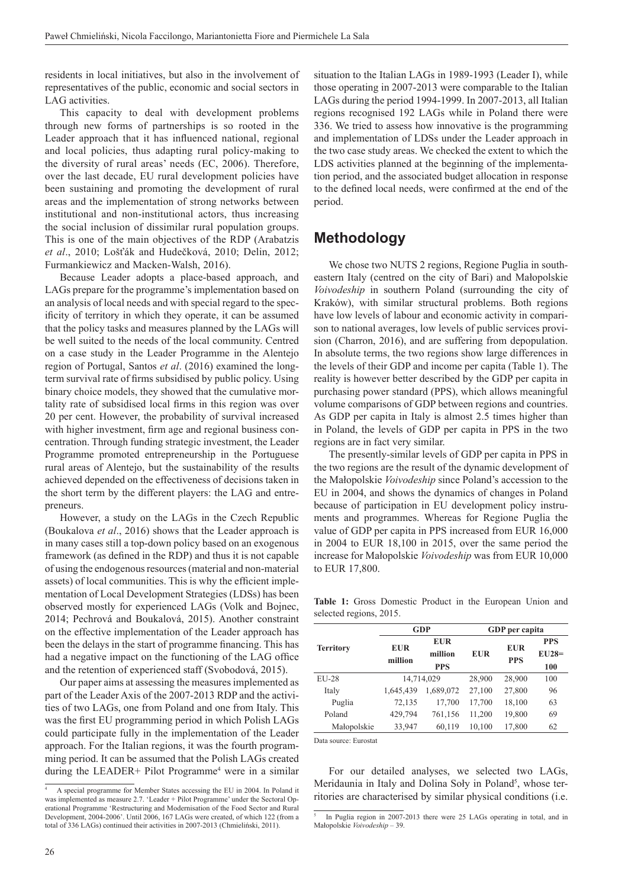residents in local initiatives, but also in the involvement of representatives of the public, economic and social sectors in LAG activities.

This capacity to deal with development problems through new forms of partnerships is so rooted in the Leader approach that it has influenced national, regional and local policies, thus adapting rural policy-making to the diversity of rural areas' needs (EC, 2006). Therefore, over the last decade, EU rural development policies have been sustaining and promoting the development of rural areas and the implementation of strong networks between institutional and non-institutional actors, thus increasing the social inclusion of dissimilar rural population groups. This is one of the main objectives of the RDP (Arabatzis *et al*., 2010; Lošťák and Hudečková, 2010; Delin, 2012; Furmankiewicz and Macken-Walsh, 2016).

Because Leader adopts a place-based approach, and LAGs prepare for the programme's implementation based on an analysis of local needs and with special regard to the specificity of territory in which they operate, it can be assumed that the policy tasks and measures planned by the LAGs will be well suited to the needs of the local community. Centred on a case study in the Leader Programme in the Alentejo region of Portugal, Santos *et al*. (2016) examined the long-term survival rate of firms subsidised by public policy. Using binary choice models, they showed that the cumulative mortality rate of subsidised local firms in this region was over 20 per cent. However, the probability of survival increased with higher investment, firm age and regional business concentration. Through funding strategic investment, the Leader Programme promoted entrepreneurship in the Portuguese rural areas of Alentejo, but the sustainability of the results achieved depended on the effectiveness of decisions taken in the short term by the different players: the LAG and entrepreneurs.

However, a study on the LAGs in the Czech Republic (Boukalova *et al*., 2016) shows that the Leader approach is in many cases still a top-down policy based on an exogenous framework (as defined in the RDP) and thus it is not capable of using the endogenous resources (material and non-material assets) of local communities. This is why the efficient implementation of Local Development Strategies (LDSs) has been observed mostly for experienced LAGs (Volk and Bojnec, 2014; Pechrová and Boukalová, 2015). Another constraint on the effective implementation of the Leader approach has been the delays in the start of programme financing. This has had a negative impact on the functioning of the LAG office and the retention of experienced staff (Svobodová, 2015).

Our paper aims at assessing the measures implemented as part of the Leader Axis of the 2007-2013 RDP and the activities of two LAGs, one from Poland and one from Italy. This was the first EU programming period in which Polish LAGs could participate fully in the implementation of the Leader approach. For the Italian regions, it was the fourth programming period. It can be assumed that the Polish LAGs created during the LEADER+ Pilot Programme[4] were in a similar situation to the Italian LAGs in 1989-1993 (Leader I), while those operating in 2007-2013 were comparable to the Italian LAGs during the period 1994-1999. In 2007-2013, all Italian regions recognised 192 LAGs while in Poland there were 336. We tried to assess how innovative is the programming and implementation of LDSs under the Leader approach in the two case study areas. We checked the extent to which the LDS activities planned at the beginning of the implementation period, and the associated budget allocation in response to the defined local needs, were confirmed at the end of the period.

## Methodology

We chose two NUTS 2 regions, Regione Puglia in south-eastern Italy (centred on the city of Bari) and Małopolskie *Voivodeship* in southern Poland (surrounding the city of Kraków), with similar structural problems. Both regions have low levels of labour and economic activity in comparison to national averages, low levels of public services provision (Charron, 2016), and are suffering from depopulation. In absolute terms, the two regions show large differences in the levels of their GDP and income per capita (Table 1). The reality is however better described by the GDP per capita in purchasing power standard (PPS), which allows meaningful volume comparisons of GDP between regions and countries. As GDP per capita in Italy is almost 2.5 times higher than in Poland, the levels of GDP per capita in PPS in the two regions are in fact very similar.

The presently-similar levels of GDP per capita in PPS in the two regions are the result of the dynamic development of the Małopolskie *Voivodeship* since Poland's accession to the EU in 2004, and shows the dynamics of changes in Poland because of participation in EU development policy instruments and programmes. Whereas for Regione Puglia the value of GDP per capita in PPS increased from EUR 16,000 in 2004 to EUR 18,100 in 2015, over the same period the increase for Małopolskie *Voivodeship* was from EUR 10,000 to EUR 17,800.

**Table 1:** Gross Domestic Product in the European Union and selected regions, 2015.

| Territory | GDP | | GDP per capita | | |
|---|---|---|---|---|---|
| | EUR million | EUR million PPS | EUR | EUR PPS | PPS EU28=100 |
| EU-28 | 14,714,029 | | 28,900 | 28,900 | 100 |
| Italy | 1,645,439 | 1,689,072 | 27,100 | 27,800 | 96 |
| Puglia | 72,135 | 17,700 | 17,700 | 18,100 | 63 |
| Poland | 429,794 | 761,156 | 11,200 | 19,800 | 69 |
| Małopolskie | 33,947 | 60,119 | 10,100 | 17,800 | 62 |

Data source: Eurostat

For our detailed analyses, we selected two LAGs, Meridaunia in Italy and Dolina Soły in Poland[5], whose territories are characterised by similar physical conditions (i.e.

[4] A special programme for Member States accessing the EU in 2004. In Poland it was implemented as measure 2.7. 'Leader + Pilot Programme' under the Sectoral Operational Programme 'Restructuring and Modernisation of the Food Sector and Rural Development, 2004-2006'. Until 2006, 167 LAGs were created, of which 122 (from a total of 336 LAGs) continued their activities in 2007-2013 (Chmieliński, 2011).

[5] In Puglia region in 2007-2013 there were 25 LAGs operating in total, and in Małopolskie *Voivodeship* – 39.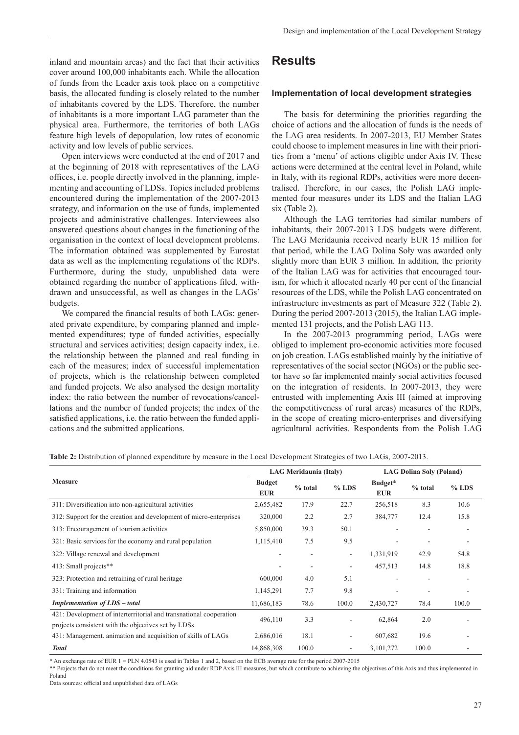inland and mountain areas) and the fact that their activities cover around 100,000 inhabitants each. While the allocation of funds from the Leader axis took place on a competitive basis, the allocated funding is closely related to the number of inhabitants covered by the LDS. Therefore, the number of inhabitants is a more important LAG parameter than the physical area. Furthermore, the territories of both LAGs feature high levels of depopulation, low rates of economic activity and low levels of public services.

Open interviews were conducted at the end of 2017 and at the beginning of 2018 with representatives of the LAG offices, i.e. people directly involved in the planning, implementing and accounting of LDSs. Topics included problems encountered during the implementation of the 2007-2013 strategy, and information on the use of funds, implemented projects and administrative challenges. Interviewees also answered questions about changes in the functioning of the organisation in the context of local development problems. The information obtained was supplemented by Eurostat data as well as the implementing regulations of the RDPs. Furthermore, during the study, unpublished data were obtained regarding the number of applications filed, withdrawn and unsuccessful, as well as changes in the LAGs' budgets.

We compared the financial results of both LAGs: generated private expenditure, by comparing planned and implemented expenditures; type of funded activities, especially structural and services activities; design capacity index, i.e. the relationship between the planned and real funding in each of the measures; index of successful implementation of projects, which is the relationship between completed and funded projects. We also analysed the design mortality index: the ratio between the number of revocations/cancellations and the number of funded projects; the index of the satisfied applications, i.e. the ratio between the funded applications and the submitted applications.

# Results

## Implementation of local development strategies

The basis for determining the priorities regarding the choice of actions and the allocation of funds is the needs of the LAG area residents. In 2007-2013, EU Member States could choose to implement measures in line with their priorities from a 'menu' of actions eligible under Axis IV. These actions were determined at the central level in Poland, while in Italy, with its regional RDPs, activities were more decentralised. Therefore, in our cases, the Polish LAG implemented four measures under its LDS and the Italian LAG six (Table 2).

Although the LAG territories had similar numbers of inhabitants, their 2007-2013 LDS budgets were different. The LAG Meridaunia received nearly EUR 15 million for that period, while the LAG Dolina Soły was awarded only slightly more than EUR 3 million. In addition, the priority of the Italian LAG was for activities that encouraged tourism, for which it allocated nearly 40 per cent of the financial resources of the LDS, while the Polish LAG concentrated on infrastructure investments as part of Measure 322 (Table 2). During the period 2007-2013 (2015), the Italian LAG implemented 131 projects, and the Polish LAG 113.

In the 2007-2013 programming period, LAGs were obliged to implement pro-economic activities more focused on job creation. LAGs established mainly by the initiative of representatives of the social sector (NGOs) or the public sector have so far implemented mainly social activities focused on the integration of residents. In 2007-2013, they were entrusted with implementing Axis III (aimed at improving the competitiveness of rural areas) measures of the RDPs, in the scope of creating micro-enterprises and diversifying agricultural activities. Respondents from the Polish LAG

**Table 2:** Distribution of planned expenditure by measure in the Local Development Strategies of two LAGs, 2007-2013.

| Measure | LAG Meridaunia (Italy) | | | LAG Dolina Soły (Poland) | | |
|---|---|---|---|---|---|---|
| | Budget EUR | % total | % LDS | Budget* EUR | % total | % LDS |
| 311: Diversification into non-agricultural activities | 2,655,482 | 17.9 | 22.7 | 256,518 | 8.3 | 10.6 |
| 312: Support for the creation and development of micro-enterprises | 320,000 | 2.2 | 2.7 | 384,777 | 12.4 | 15.8 |
| 313: Encouragement of tourism activities | 5,850,000 | 39.3 | 50.1 | - | - | - |
| 321: Basic services for the economy and rural population | 1,115,410 | 7.5 | 9.5 | - | - | - |
| 322: Village renewal and development | - | - | - | 1,331,919 | 42.9 | 54.8 |
| 413: Small projects** | - | - | - | 457,513 | 14.8 | 18.8 |
| 323: Protection and retraining of rural heritage | 600,000 | 4.0 | 5.1 | - | - | - |
| 331: Training and information | 1,145,291 | 7.7 | 9.8 | - | - | - |
| ***Implementation of LDS – total*** | 11,686,183 | 78.6 | 100.0 | 2,430,727 | 78.4 | 100.0 |
| 421: Development of interterritorial and transnational cooperation projects consistent with the objectives set by LDSs | 496,110 | 3.3 | - | 62,864 | 2.0 | - |
| 431: Management. animation and acquisition of skills of LAGs | 2,686,016 | 18.1 | - | 607,682 | 19.6 | - |
| ***Total*** | 14,868,308 | 100.0 | - | 3,101,272 | 100.0 | - |

* An exchange rate of EUR 1 = PLN 4.0543 is used in Tables 1 and 2, based on the ECB average rate for the period 2007-2015

** Projects that do not meet the conditions for granting aid under RDP Axis III measures, but which contribute to achieving the objectives of this Axis and thus implemented in Poland

Data sources: official and unpublished data of LAGs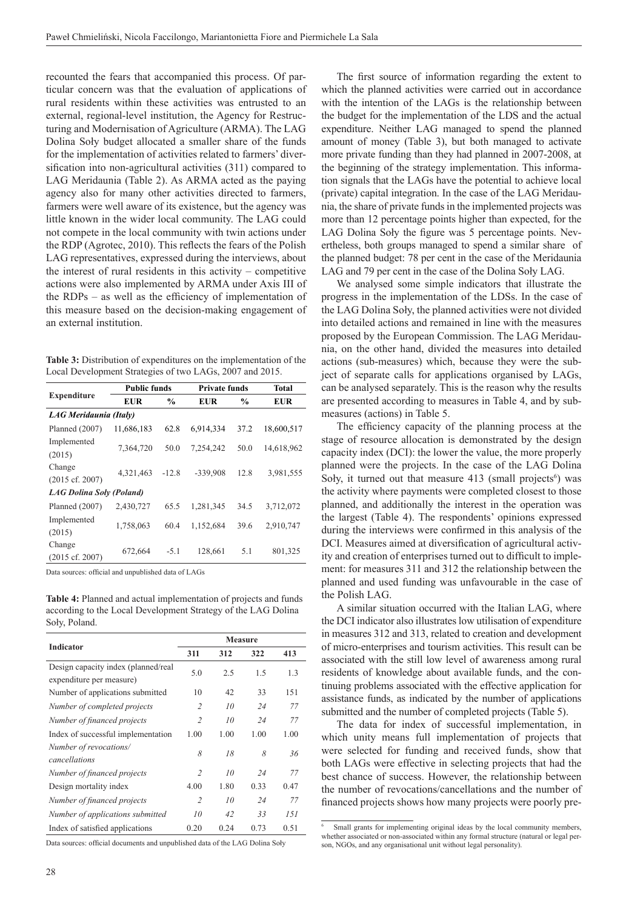recounted the fears that accompanied this process. Of particular concern was that the evaluation of applications of rural residents within these activities was entrusted to an external, regional-level institution, the Agency for Restructuring and Modernisation of Agriculture (ARMA). The LAG Dolina Soły budget allocated a smaller share of the funds for the implementation of activities related to farmers' diversification into non-agricultural activities (311) compared to LAG Meridaunia (Table 2). As ARMA acted as the paying agency also for many other activities directed to farmers, farmers were well aware of its existence, but the agency was little known in the wider local community. The LAG could not compete in the local community with twin actions under the RDP (Agrotec, 2010). This reflects the fears of the Polish LAG representatives, expressed during the interviews, about the interest of rural residents in this activity – competitive actions were also implemented by ARMA under Axis III of the RDPs – as well as the efficiency of implementation of this measure based on the decision-making engagement of an external institution.

**Table 3:** Distribution of expenditures on the implementation of the Local Development Strategies of two LAGs, 2007 and 2015.

| Expenditure | Public funds | | Private funds | | Total |
|---|---|---|---|---|---|
| | EUR | % | EUR | % | EUR |
| *LAG Meridaunia (Italy)* | | | | | |
| Planned (2007) | 11,686,183 | 62.8 | 6,914,334 | 37.2 | 18,600,517 |
| Implemented (2015) | 7,364,720 | 50.0 | 7,254,242 | 50.0 | 14,618,962 |
| Change (2015 cf. 2007) | 4,321,463 | -12.8 | -339,908 | 12.8 | 3,981,555 |
| *LAG Dolina Soły (Poland)* | | | | | |
| Planned (2007) | 2,430,727 | 65.5 | 1,281,345 | 34.5 | 3,712,072 |
| Implemented (2015) | 1,758,063 | 60.4 | 1,152,684 | 39.6 | 2,910,747 |
| Change (2015 cf. 2007) | 672,664 | -5.1 | 128,661 | 5.1 | 801,325 |

Data sources: official and unpublished data of LAGs

**Table 4:** Planned and actual implementation of projects and funds according to the Local Development Strategy of the LAG Dolina Soły, Poland.

| Indicator | Measure | | | |
|---|---|---|---|---|
| | 311 | 312 | 322 | 413 |
| Design capacity index (planned/real expenditure per measure) | 5.0 | 2.5 | 1.5 | 1.3 |
| Number of applications submitted | 10 | 42 | 33 | 151 |
| *Number of completed projects* | *2* | *10* | *24* | *77* |
| *Number of financed projects* | *2* | *10* | *24* | *77* |
| Index of successful implementation | 1.00 | 1.00 | 1.00 | 1.00 |
| *Number of revocations/ cancellations* | *8* | *18* | *8* | *36* |
| *Number of financed projects* | *2* | *10* | *24* | *77* |
| Design mortality index | 4.00 | 1.80 | 0.33 | 0.47 |
| *Number of financed projects* | *2* | *10* | *24* | *77* |
| *Number of applications submitted* | *10* | *42* | *33* | *151* |
| Index of satisfied applications | 0.20 | 0.24 | 0.73 | 0.51 |

Data sources: official documents and unpublished data of the LAG Dolina Soły

The first source of information regarding the extent to which the planned activities were carried out in accordance with the intention of the LAGs is the relationship between the budget for the implementation of the LDS and the actual expenditure. Neither LAG managed to spend the planned amount of money (Table 3), but both managed to activate more private funding than they had planned in 2007-2008, at the beginning of the strategy implementation. This information signals that the LAGs have the potential to achieve local (private) capital integration. In the case of the LAG Meridaunia, the share of private funds in the implemented projects was more than 12 percentage points higher than expected, for the LAG Dolina Soły the figure was 5 percentage points. Nevertheless, both groups managed to spend a similar share of the planned budget: 78 per cent in the case of the Meridaunia LAG and 79 per cent in the case of the Dolina Soły LAG.

We analysed some simple indicators that illustrate the progress in the implementation of the LDSs. In the case of the LAG Dolina Soły, the planned activities were not divided into detailed actions and remained in line with the measures proposed by the European Commission. The LAG Meridaunia, on the other hand, divided the measures into detailed actions (sub-measures) which, because they were the subject of separate calls for applications organised by LAGs, can be analysed separately. This is the reason why the results are presented according to measures in Table 4, and by sub-measures (actions) in Table 5.

The efficiency capacity of the planning process at the stage of resource allocation is demonstrated by the design capacity index (DCI): the lower the value, the more properly planned were the projects. In the case of the LAG Dolina Soły, it turned out that measure 413 (small projects[6]) was the activity where payments were completed closest to those planned, and additionally the interest in the operation was the largest (Table 4). The respondents' opinions expressed during the interviews were confirmed in this analysis of the DCI. Measures aimed at diversification of agricultural activity and creation of enterprises turned out to difficult to implement: for measures 311 and 312 the relationship between the planned and used funding was unfavourable in the case of the Polish LAG.

A similar situation occurred with the Italian LAG, where the DCI indicator also illustrates low utilisation of expenditure in measures 312 and 313, related to creation and development of micro-enterprises and tourism activities. This result can be associated with the still low level of awareness among rural residents of knowledge about available funds, and the continuing problems associated with the effective application for assistance funds, as indicated by the number of applications submitted and the number of completed projects (Table 5).

The data for index of successful implementation, in which unity means full implementation of projects that were selected for funding and received funds, show that both LAGs were effective in selecting projects that had the best chance of success. However, the relationship between the number of revocations/cancellations and the number of financed projects shows how many projects were poorly pre-

[6] Small grants for implementing original ideas by the local community members, whether associated or non-associated within any formal structure (natural or legal person, NGOs, and any organisational unit without legal personality).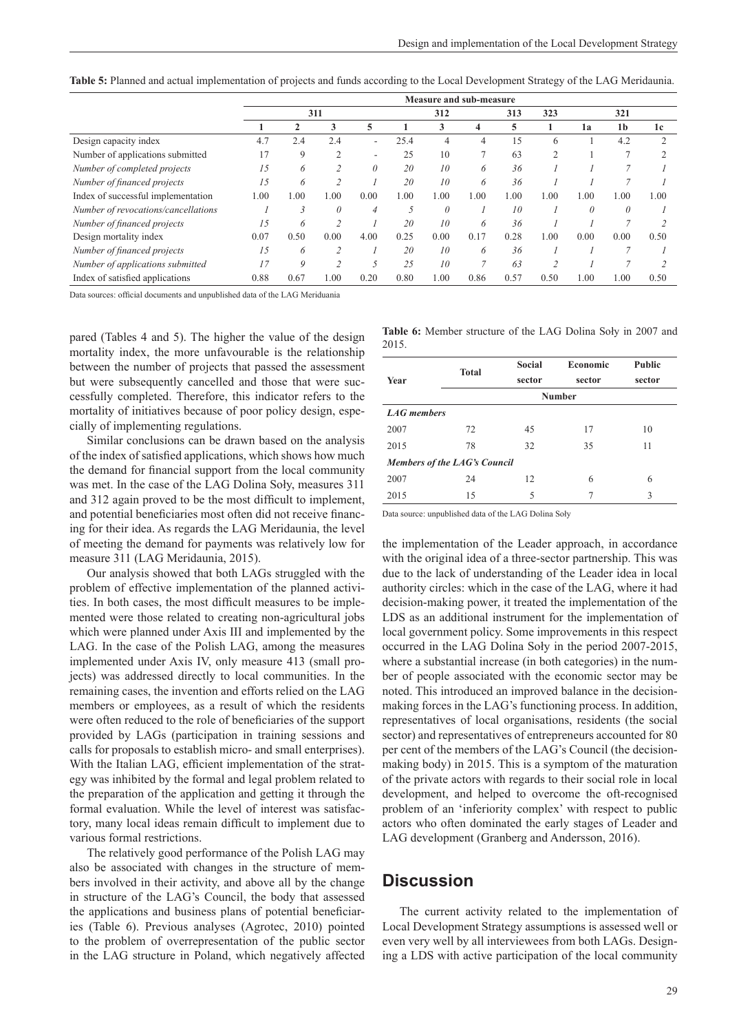**Table 5:** Planned and actual implementation of projects and funds according to the Local Development Strategy of the LAG Meridaunia.

| | Measure and sub-measure | | | | | | | | | | | |
|---|---|---|---|---|---|---|---|---|---|---|---|---|
| | 311 | | | | 312 | | | 313 | 323 | | 321 | |
| | 1 | 2 | 3 | 5 | 1 | 3 | 4 | 5 | 1 | 1a | 1b | 1c |
| Design capacity index | 4.7 | 2.4 | 2.4 | - | 25.4 | 4 | 4 | 15 | 6 | 1 | 4.2 | 2 |
| Number of applications submitted | 17 | 9 | 2 | - | 25 | 10 | 7 | 63 | 2 | 1 | 7 | 2 |
| *Number of completed projects* | *15* | *6* | *2* | *0* | *20* | *10* | *6* | *36* | *1* | *1* | *7* | *1* |
| *Number of financed projects* | *15* | *6* | *2* | *1* | *20* | *10* | *6* | *36* | *1* | *1* | *7* | *1* |
| Index of successful implementation | 1.00 | 1.00 | 1.00 | 0.00 | 1.00 | 1.00 | 1.00 | 1.00 | 1.00 | 1.00 | 1.00 | 1.00 |
| *Number of revocations/cancellations* | *1* | *3* | *0* | *4* | *5* | *0* | *1* | *10* | *1* | *0* | *0* | *1* |
| *Number of financed projects* | *15* | *6* | *2* | *1* | *20* | *10* | *6* | *36* | *1* | *1* | *7* | *2* |
| Design mortality index | 0.07 | 0.50 | 0.00 | 4.00 | 0.25 | 0.00 | 0.17 | 0.28 | 1.00 | 0.00 | 0.00 | 0.50 |
| *Number of financed projects* | *15* | *6* | *2* | *1* | *20* | *10* | *6* | *36* | *1* | *1* | *7* | *1* |
| *Number of applications submitted* | *17* | *9* | *2* | *5* | *25* | *10* | *7* | *63* | *2* | *1* | *7* | *2* |
| Index of satisfied applications | 0.88 | 0.67 | 1.00 | 0.20 | 0.80 | 1.00 | 0.86 | 0.57 | 0.50 | 1.00 | 1.00 | 0.50 |

Data sources: official documents and unpublished data of the LAG Meriduania

pared (Tables 4 and 5). The higher the value of the design mortality index, the more unfavourable is the relationship between the number of projects that passed the assessment but were subsequently cancelled and those that were successfully completed. Therefore, this indicator refers to the mortality of initiatives because of poor policy design, especially of implementing regulations.

Similar conclusions can be drawn based on the analysis of the index of satisfied applications, which shows how much the demand for financial support from the local community was met. In the case of the LAG Dolina Soły, measures 311 and 312 again proved to be the most difficult to implement, and potential beneficiaries most often did not receive financing for their idea. As regards the LAG Meridaunia, the level of meeting the demand for payments was relatively low for measure 311 (LAG Meridaunia, 2015).

Our analysis showed that both LAGs struggled with the problem of effective implementation of the planned activities. In both cases, the most difficult measures to be implemented were those related to creating non-agricultural jobs which were planned under Axis III and implemented by the LAG. In the case of the Polish LAG, among the measures implemented under Axis IV, only measure 413 (small projects) was addressed directly to local communities. In the remaining cases, the invention and efforts relied on the LAG members or employees, as a result of which the residents were often reduced to the role of beneficiaries of the support provided by LAGs (participation in training sessions and calls for proposals to establish micro- and small enterprises). With the Italian LAG, efficient implementation of the strategy was inhibited by the formal and legal problem related to the preparation of the application and getting it through the formal evaluation. While the level of interest was satisfactory, many local ideas remain difficult to implement due to various formal restrictions.

The relatively good performance of the Polish LAG may also be associated with changes in the structure of members involved in their activity, and above all by the change in structure of the LAG's Council, the body that assessed the applications and business plans of potential beneficiaries (Table 6). Previous analyses (Agrotec, 2010) pointed to the problem of overrepresentation of the public sector in the LAG structure in Poland, which negatively affected the implementation of the Leader approach, in accordance with the original idea of a three-sector partnership. This was due to the lack of understanding of the Leader idea in local authority circles: which in the case of the LAG, where it had decision-making power, it treated the implementation of the LDS as an additional instrument for the implementation of local government policy. Some improvements in this respect occurred in the LAG Dolina Soły in the period 2007-2015, where a substantial increase (in both categories) in the number of people associated with the economic sector may be noted. This introduced an improved balance in the decision-making forces in the LAG's functioning process. In addition, representatives of local organisations, residents (the social sector) and representatives of entrepreneurs accounted for 80 per cent of the members of the LAG's Council (the decision-making body) in 2015. This is a symptom of the maturation of the private actors with regards to their social role in local development, and helped to overcome the oft-recognised problem of an 'inferiority complex' with respect to public actors who often dominated the early stages of Leader and LAG development (Granberg and Andersson, 2016).

**Table 6:** Member structure of the LAG Dolina Soły in 2007 and 2015.

| Year | Total | Social sector | Economic sector | Public sector |
|---|---|---|---|---|
| | Number | | | |
| ***LAG members*** | | | | |
| 2007 | 72 | 45 | 17 | 10 |
| 2015 | 78 | 32 | 35 | 11 |
| ***Members of the LAG's Council*** | | | | |
| 2007 | 24 | 12 | 6 | 6 |
| 2015 | 15 | 5 | 7 | 3 |

Data source: unpublished data of the LAG Dolina Soły

## Discussion

The current activity related to the implementation of Local Development Strategy assumptions is assessed well or even very well by all interviewees from both LAGs. Designing a LDS with active participation of the local community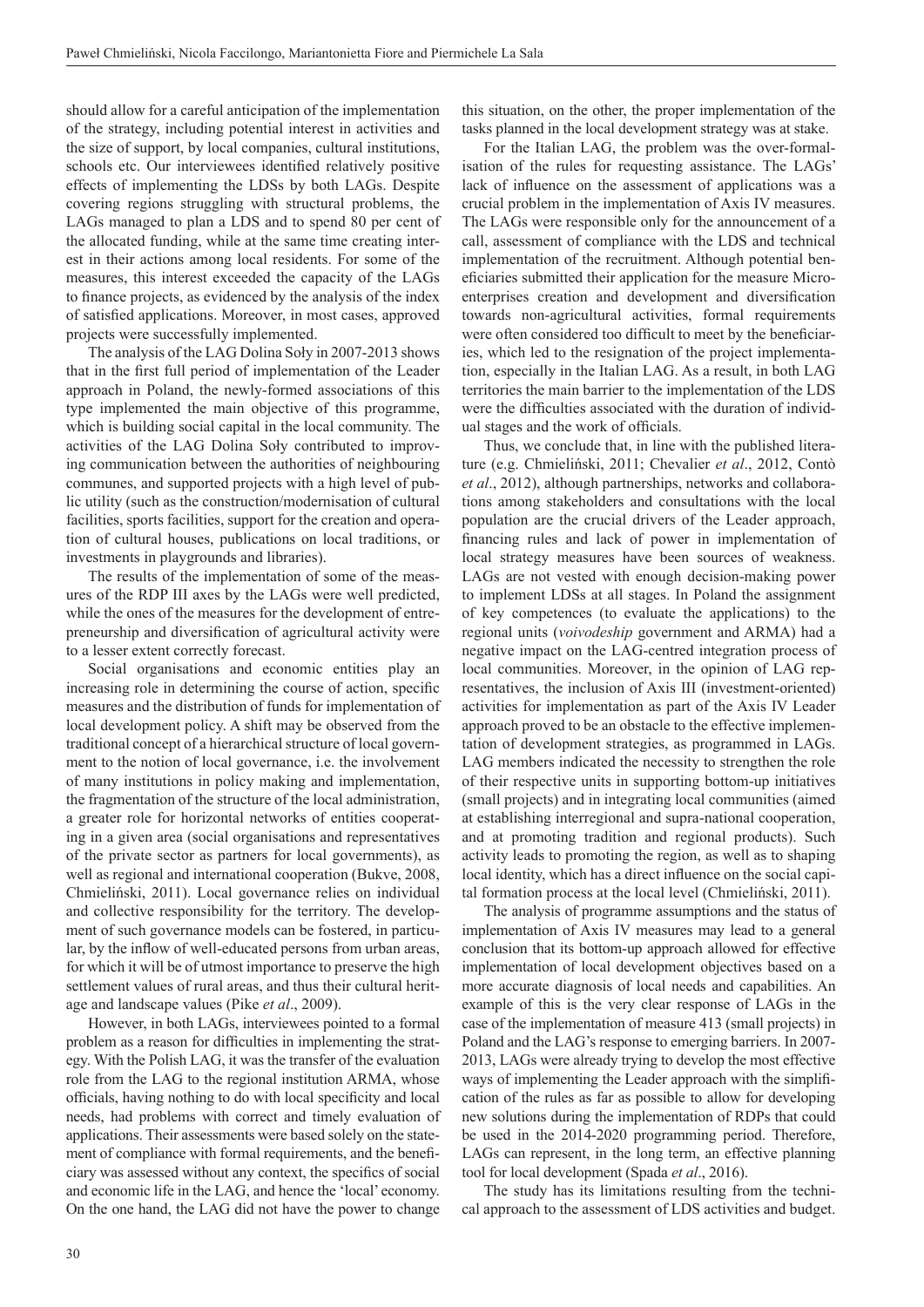should allow for a careful anticipation of the implementation of the strategy, including potential interest in activities and the size of support, by local companies, cultural institutions, schools etc. Our interviewees identified relatively positive effects of implementing the LDSs by both LAGs. Despite covering regions struggling with structural problems, the LAGs managed to plan a LDS and to spend 80 per cent of the allocated funding, while at the same time creating interest in their actions among local residents. For some of the measures, this interest exceeded the capacity of the LAGs to finance projects, as evidenced by the analysis of the index of satisfied applications. Moreover, in most cases, approved projects were successfully implemented.

The analysis of the LAG Dolina Soły in 2007-2013 shows that in the first full period of implementation of the Leader approach in Poland, the newly-formed associations of this type implemented the main objective of this programme, which is building social capital in the local community. The activities of the LAG Dolina Soły contributed to improving communication between the authorities of neighbouring communes, and supported projects with a high level of public utility (such as the construction/modernisation of cultural facilities, sports facilities, support for the creation and operation of cultural houses, publications on local traditions, or investments in playgrounds and libraries).

The results of the implementation of some of the measures of the RDP III axes by the LAGs were well predicted, while the ones of the measures for the development of entrepreneurship and diversification of agricultural activity were to a lesser extent correctly forecast.

Social organisations and economic entities play an increasing role in determining the course of action, specific measures and the distribution of funds for implementation of local development policy. A shift may be observed from the traditional concept of a hierarchical structure of local government to the notion of local governance, i.e. the involvement of many institutions in policy making and implementation, the fragmentation of the structure of the local administration, a greater role for horizontal networks of entities cooperating in a given area (social organisations and representatives of the private sector as partners for local governments), as well as regional and international cooperation (Bukve, 2008, Chmieliński, 2011). Local governance relies on individual and collective responsibility for the territory. The development of such governance models can be fostered, in particular, by the inflow of well-educated persons from urban areas, for which it will be of utmost importance to preserve the high settlement values of rural areas, and thus their cultural heritage and landscape values (Pike *et al*., 2009).

However, in both LAGs, interviewees pointed to a formal problem as a reason for difficulties in implementing the strategy. With the Polish LAG, it was the transfer of the evaluation role from the LAG to the regional institution ARMA, whose officials, having nothing to do with local specificity and local needs, had problems with correct and timely evaluation of applications. Their assessments were based solely on the statement of compliance with formal requirements, and the beneficiary was assessed without any context, the specifics of social and economic life in the LAG, and hence the 'local' economy. On the one hand, the LAG did not have the power to change this situation, on the other, the proper implementation of the tasks planned in the local development strategy was at stake.

For the Italian LAG, the problem was the over-formalisation of the rules for requesting assistance. The LAGs' lack of influence on the assessment of applications was a crucial problem in the implementation of Axis IV measures. The LAGs were responsible only for the announcement of a call, assessment of compliance with the LDS and technical implementation of the recruitment. Although potential beneficiaries submitted their application for the measure Microenterprises creation and development and diversification towards non-agricultural activities, formal requirements were often considered too difficult to meet by the beneficiaries, which led to the resignation of the project implementation, especially in the Italian LAG. As a result, in both LAG territories the main barrier to the implementation of the LDS were the difficulties associated with the duration of individual stages and the work of officials.

Thus, we conclude that, in line with the published literature (e.g. Chmieliński, 2011; Chevalier *et al*., 2012, Contò *et al*., 2012), although partnerships, networks and collaborations among stakeholders and consultations with the local population are the crucial drivers of the Leader approach, financing rules and lack of power in implementation of local strategy measures have been sources of weakness. LAGs are not vested with enough decision-making power to implement LDSs at all stages. In Poland the assignment of key competences (to evaluate the applications) to the regional units (*voivodeship* government and ARMA) had a negative impact on the LAG-centred integration process of local communities. Moreover, in the opinion of LAG representatives, the inclusion of Axis III (investment-oriented) activities for implementation as part of the Axis IV Leader approach proved to be an obstacle to the effective implementation of development strategies, as programmed in LAGs. LAG members indicated the necessity to strengthen the role of their respective units in supporting bottom-up initiatives (small projects) and in integrating local communities (aimed at establishing interregional and supra-national cooperation, and at promoting tradition and regional products). Such activity leads to promoting the region, as well as to shaping local identity, which has a direct influence on the social capital formation process at the local level (Chmieliński, 2011).

The analysis of programme assumptions and the status of implementation of Axis IV measures may lead to a general conclusion that its bottom-up approach allowed for effective implementation of local development objectives based on a more accurate diagnosis of local needs and capabilities. An example of this is the very clear response of LAGs in the case of the implementation of measure 413 (small projects) in Poland and the LAG's response to emerging barriers. In 2007-2013, LAGs were already trying to develop the most effective ways of implementing the Leader approach with the simplification of the rules as far as possible to allow for developing new solutions during the implementation of RDPs that could be used in the 2014-2020 programming period. Therefore, LAGs can represent, in the long term, an effective planning tool for local development (Spada *et al*., 2016).

The study has its limitations resulting from the technical approach to the assessment of LDS activities and budget.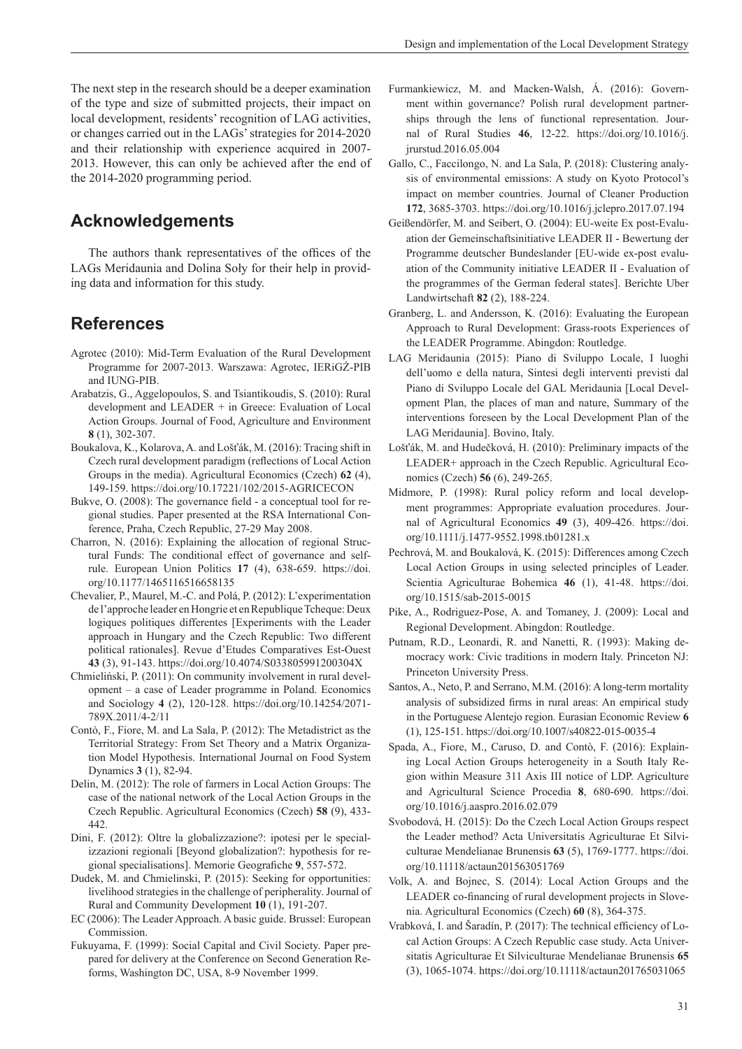The next step in the research should be a deeper examination of the type and size of submitted projects, their impact on local development, residents' recognition of LAG activities, or changes carried out in the LAGs' strategies for 2014-2020 and their relationship with experience acquired in 2007-2013. However, this can only be achieved after the end of the 2014-2020 programming period.

## Acknowledgements

The authors thank representatives of the offices of the LAGs Meridaunia and Dolina Soły for their help in providing data and information for this study.

## References

Agrotec (2010): Mid-Term Evaluation of the Rural Development Programme for 2007-2013. Warszawa: Agrotec, IERiGŻ-PIB and IUNG-PIB.

Arabatzis, G., Aggelopoulos, S. and Tsiantikoudis, S. (2010): Rural development and LEADER + in Greece: Evaluation of Local Action Groups. Journal of Food, Agriculture and Environment **8** (1), 302-307.

Boukalova, K., Kolarova, A. and Lošťák, M. (2016): Tracing shift in Czech rural development paradigm (reflections of Local Action Groups in the media). Agricultural Economics (Czech) **62** (4), 149-159. https://doi.org/10.17221/102/2015-AGRICECON

Bukve, O. (2008): The governance field - a conceptual tool for regional studies. Paper presented at the RSA International Conference, Praha, Czech Republic, 27-29 May 2008.

Charron, N. (2016): Explaining the allocation of regional Structural Funds: The conditional effect of governance and self-rule. European Union Politics **17** (4), 638-659. https://doi.org/10.1177/1465116516658135

Chevalier, P., Maurel, M.-C. and Polá, P. (2012): L'experimentation de l'approche leader en Hongrie et en Republique Tcheque: Deux logiques politiques differentes [Experiments with the Leader approach in Hungary and the Czech Republic: Two different political rationales]. Revue d'Etudes Comparatives Est-Ouest **43** (3), 91-143. https://doi.org/10.4074/S033805991200304X

Chmieliński, P. (2011): On community involvement in rural development – a case of Leader programme in Poland. Economics and Sociology **4** (2), 120-128. https://doi.org/10.14254/2071-789X.2011/4-2/11

Contò, F., Fiore, M. and La Sala, P. (2012): The Metadistrict as the Territorial Strategy: From Set Theory and a Matrix Organization Model Hypothesis. International Journal on Food System Dynamics **3** (1), 82-94.

Delin, M. (2012): The role of farmers in Local Action Groups: The case of the national network of the Local Action Groups in the Czech Republic. Agricultural Economics (Czech) **58** (9), 433-442.

Dini, F. (2012): Oltre la globalizzazione?: ipotesi per le specializzazioni regionali [Beyond globalization?: hypothesis for regional specialisations]. Memorie Geografiche **9**, 557-572.

Dudek, M. and Chmielinski, P. (2015): Seeking for opportunities: livelihood strategies in the challenge of peripherality. Journal of Rural and Community Development **10** (1), 191-207.

EC (2006): The Leader Approach. A basic guide. Brussel: European Commission.

Fukuyama, F. (1999): Social Capital and Civil Society. Paper prepared for delivery at the Conference on Second Generation Reforms, Washington DC, USA, 8-9 November 1999.

Furmankiewicz, M. and Macken-Walsh, Á. (2016): Government within governance? Polish rural development partnerships through the lens of functional representation. Journal of Rural Studies **46**, 12-22. https://doi.org/10.1016/j.jrurstud.2016.05.004

Gallo, C., Faccilongo, N. and La Sala, P. (2018): Clustering analysis of environmental emissions: A study on Kyoto Protocol's impact on member countries. Journal of Cleaner Production **172**, 3685-3703. https://doi.org/10.1016/j.jclepro.2017.07.194

Geißendörfer, M. and Seibert, O. (2004): EU-weite Ex post-Evaluation der Gemeinschaftsinitiative LEADER II - Bewertung der Programme deutscher Bundeslander [EU-wide ex-post evaluation of the Community initiative LEADER II - Evaluation of the programmes of the German federal states]. Berichte Uber Landwirtschaft **82** (2), 188-224.

Granberg, L. and Andersson, K. (2016): Evaluating the European Approach to Rural Development: Grass-roots Experiences of the LEADER Programme. Abingdon: Routledge.

LAG Meridaunia (2015): Piano di Sviluppo Locale, I luoghi dell'uomo e della natura, Sintesi degli interventi previsti dal Piano di Sviluppo Locale del GAL Meridaunia [Local Development Plan, the places of man and nature, Summary of the interventions foreseen by the Local Development Plan of the LAG Meridaunia]. Bovino, Italy.

Lošťák, M. and Hudečková, H. (2010): Preliminary impacts of the LEADER+ approach in the Czech Republic. Agricultural Economics (Czech) **56** (6), 249-265.

Midmore, P. (1998): Rural policy reform and local development programmes: Appropriate evaluation procedures. Journal of Agricultural Economics **49** (3), 409-426. https://doi.org/10.1111/j.1477-9552.1998.tb01281.x

Pechrová, M. and Boukalová, K. (2015): Differences among Czech Local Action Groups in using selected principles of Leader. Scientia Agriculturae Bohemica **46** (1), 41-48. https://doi.org/10.1515/sab-2015-0015

Pike, A., Rodriguez-Pose, A. and Tomaney, J. (2009): Local and Regional Development. Abingdon: Routledge.

Putnam, R.D., Leonardi, R. and Nanetti, R. (1993): Making democracy work: Civic traditions in modern Italy. Princeton NJ: Princeton University Press.

Santos, A., Neto, P. and Serrano, M.M. (2016): A long-term mortality analysis of subsidized firms in rural areas: An empirical study in the Portuguese Alentejo region. Eurasian Economic Review **6** (1), 125-151. https://doi.org/10.1007/s40822-015-0035-4

Spada, A., Fiore, M., Caruso, D. and Contò, F. (2016): Explaining Local Action Groups heterogeneity in a South Italy Region within Measure 311 Axis III notice of LDP. Agriculture and Agricultural Science Procedia **8**, 680-690. https://doi.org/10.1016/j.aaspro.2016.02.079

Svobodová, H. (2015): Do the Czech Local Action Groups respect the Leader method? Acta Universitatis Agriculturae Et Silviculturae Mendelianae Brunensis **63** (5), 1769-1777. https://doi.org/10.11118/actaun201563051769

Volk, A. and Bojnec, S. (2014): Local Action Groups and the LEADER co-financing of rural development projects in Slovenia. Agricultural Economics (Czech) **60** (8), 364-375.

Vrabková, I. and Šaradín, P. (2017): The technical efficiency of Local Action Groups: A Czech Republic case study. Acta Universitatis Agriculturae Et Silviculturae Mendelianae Brunensis **65** (3), 1065-1074. https://doi.org/10.11118/actaun201765031065